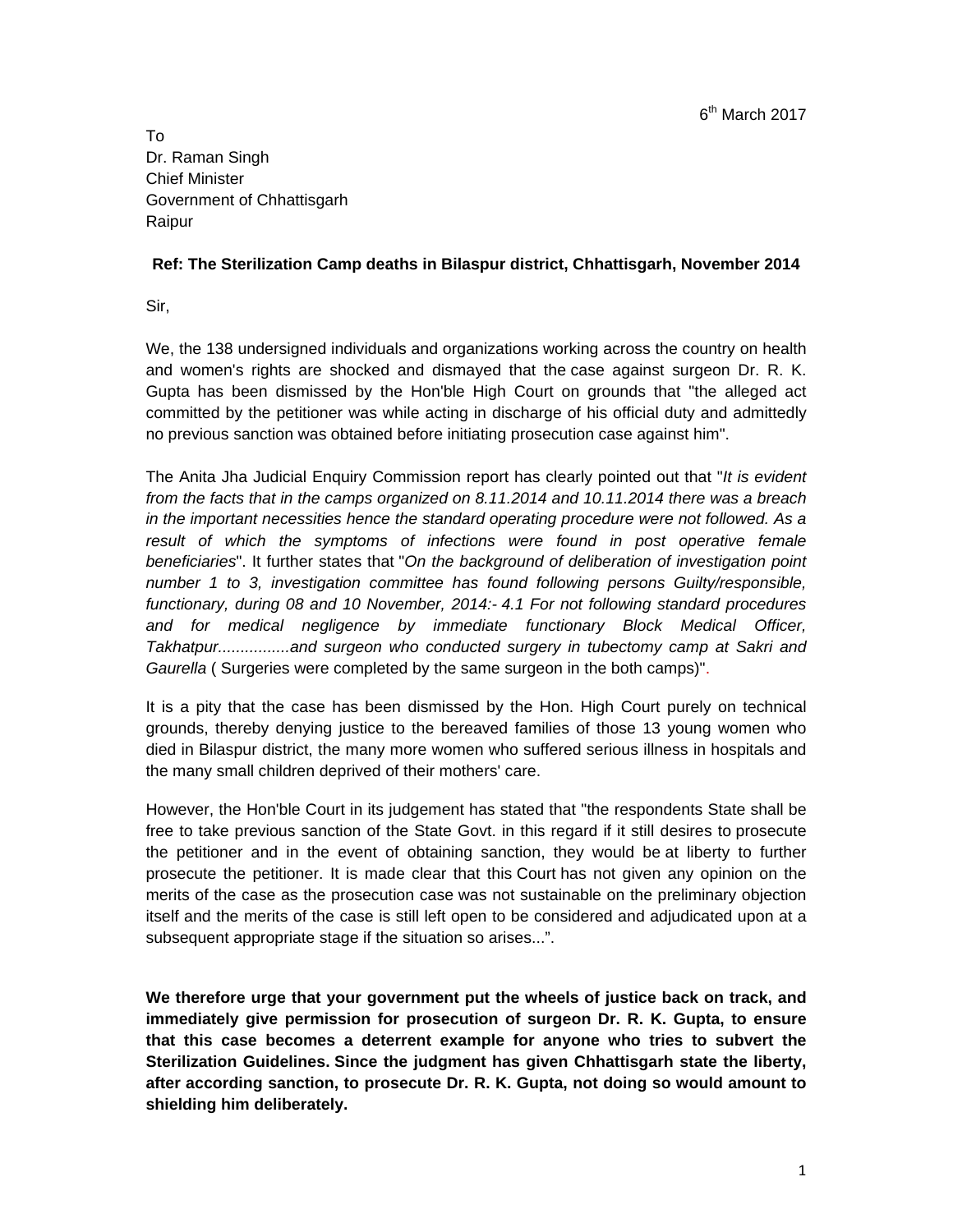6th March 2017

To
Dr. Raman Singh
Chief Minister
Government of Chhattisgarh
Raipur

**Ref: The Sterilization Camp deaths in Bilaspur district, Chhattisgarh, November 2014**

Sir,

We, the 138 undersigned individuals and organizations working across the country on health and women's rights are shocked and dismayed that the case against surgeon Dr. R. K. Gupta has been dismissed by the Hon'ble High Court on grounds that "the alleged act committed by the petitioner was while acting in discharge of his official duty and admittedly no previous sanction was obtained before initiating prosecution case against him".

The Anita Jha Judicial Enquiry Commission report has clearly pointed out that "*It is evident from the facts that in the camps organized on 8.11.2014 and 10.11.2014 there was a breach in the important necessities hence the standard operating procedure were not followed. As a result of which the symptoms of infections were found in post operative female beneficiaries*". It further states that "*On the background of deliberation of investigation point number 1 to 3, investigation committee has found following persons Guilty/responsible, functionary, during 08 and 10 November, 2014:- 4.1 For not following standard procedures and for medical negligence by immediate functionary Block Medical Officer, Takhatpur................and surgeon who conducted surgery in tubectomy camp at Sakri and Gaurella* ( Surgeries were completed by the same surgeon in the both camps)".

It is a pity that the case has been dismissed by the Hon. High Court purely on technical grounds, thereby denying justice to the bereaved families of those 13 young women who died in Bilaspur district, the many more women who suffered serious illness in hospitals and the many small children deprived of their mothers' care.

However, the Hon'ble Court in its judgement has stated that "the respondents State shall be free to take previous sanction of the State Govt. in this regard if it still desires to prosecute the petitioner and in the event of obtaining sanction, they would be at liberty to further prosecute the petitioner. It is made clear that this Court has not given any opinion on the merits of the case as the prosecution case was not sustainable on the preliminary objection itself and the merits of the case is still left open to be considered and adjudicated upon at a subsequent appropriate stage if the situation so arises...".

**We therefore urge that your government put the wheels of justice back on track, and immediately give permission for prosecution of surgeon Dr. R. K. Gupta, to ensure that this case becomes a deterrent example for anyone who tries to subvert the Sterilization Guidelines. Since the judgment has given Chhattisgarh state the liberty, after according sanction, to prosecute Dr. R. K. Gupta, not doing so would amount to shielding him deliberately.**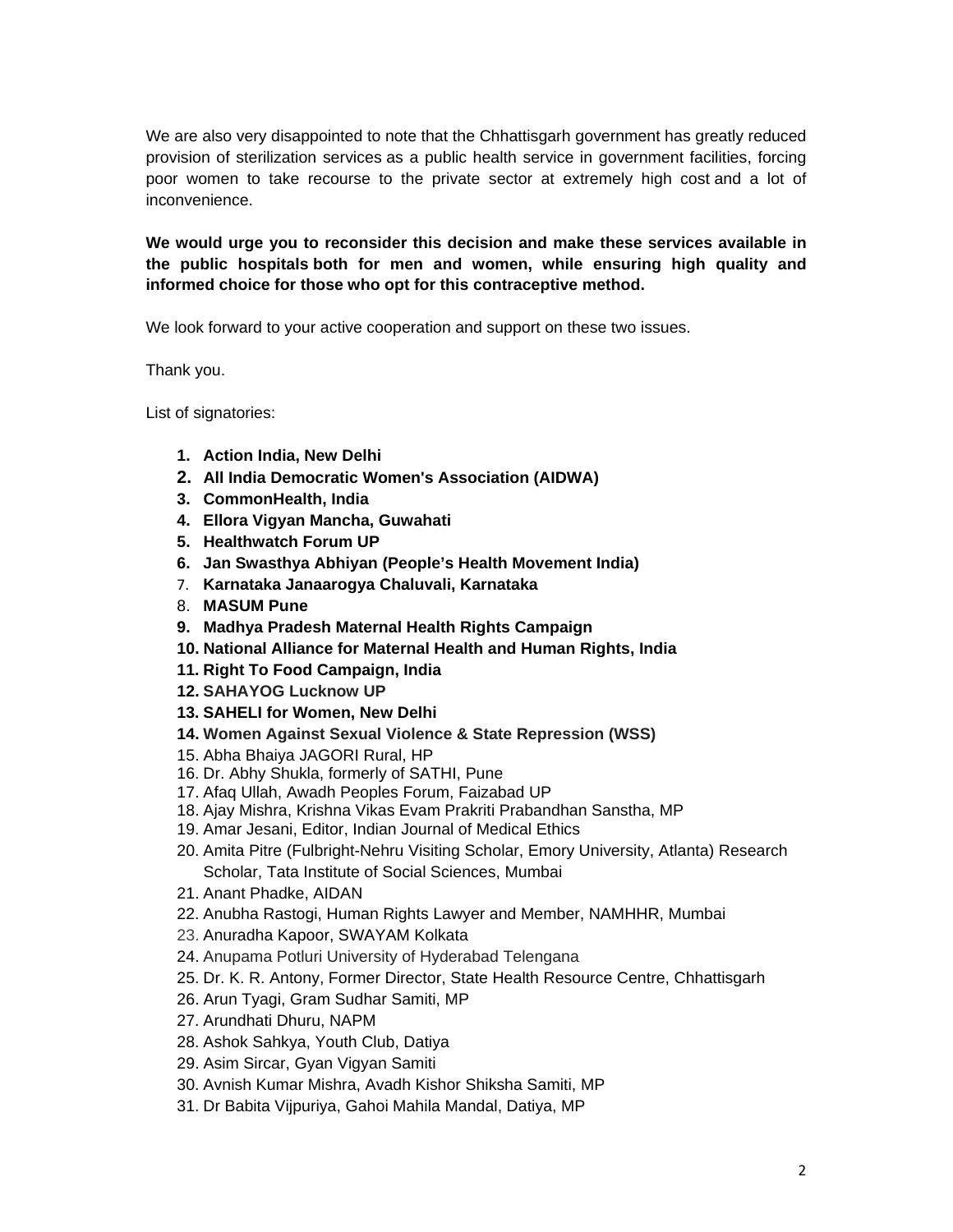We are also very disappointed to note that the Chhattisgarh government has greatly reduced provision of sterilization services as a public health service in government facilities, forcing poor women to take recourse to the private sector at extremely high cost and a lot of inconvenience.

**We would urge you to reconsider this decision and make these services available in the public hospitals both for men and women, while ensuring high quality and informed choice for those who opt for this contraceptive method.**

We look forward to your active cooperation and support on these two issues.

Thank you.

List of signatories:

1. **Action India, New Delhi**
2. **All India Democratic Women's Association (AIDWA)**
3. **CommonHealth, India**
4. **Ellora Vigyan Mancha, Guwahati**
5. **Healthwatch Forum UP**
6. **Jan Swasthya Abhiyan (People's Health Movement India)**
7. **Karnataka Janaarogya Chaluvali, Karnataka**
8. **MASUM Pune**
9. **Madhya Pradesh Maternal Health Rights Campaign**
10. **National Alliance for Maternal Health and Human Rights, India**
11. **Right To Food Campaign, India**
12. **SAHAYOG Lucknow UP**
13. **SAHELI for Women, New Delhi**
14. **Women Against Sexual Violence & State Repression (WSS)**
15. Abha Bhaiya JAGORI Rural, HP
16. Dr. Abhy Shukla, formerly of SATHI, Pune
17. Afaq Ullah, Awadh Peoples Forum, Faizabad UP
18. Ajay Mishra, Krishna Vikas Evam Prakriti Prabandhan Sanstha, MP
19. Amar Jesani, Editor, Indian Journal of Medical Ethics
20. Amita Pitre (Fulbright-Nehru Visiting Scholar, Emory University, Atlanta) Research Scholar, Tata Institute of Social Sciences, Mumbai
21. Anant Phadke, AIDAN
22. Anubha Rastogi, Human Rights Lawyer and Member, NAMHHR, Mumbai
23. Anuradha Kapoor, SWAYAM Kolkata
24. Anupama Potluri University of Hyderabad Telengana
25. Dr. K. R. Antony, Former Director, State Health Resource Centre, Chhattisgarh
26. Arun Tyagi, Gram Sudhar Samiti, MP
27. Arundhati Dhuru, NAPM
28. Ashok Sahkya, Youth Club, Datiya
29. Asim Sircar, Gyan Vigyan Samiti
30. Avnish Kumar Mishra, Avadh Kishor Shiksha Samiti, MP
31. Dr Babita Vijpuriya, Gahoi Mahila Mandal, Datiya, MP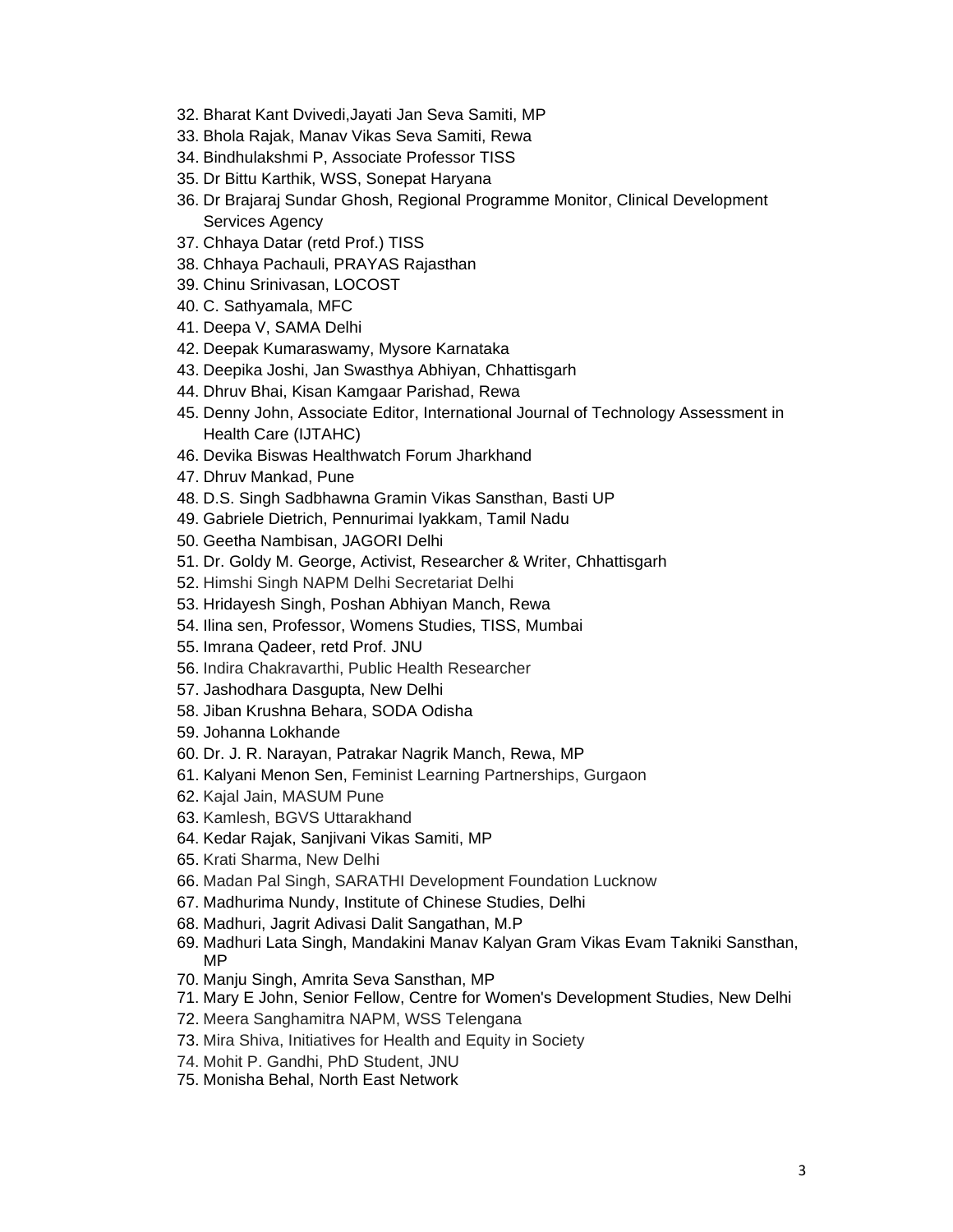32. Bharat Kant Dvivedi,Jayati Jan Seva Samiti, MP
33. Bhola Rajak, Manav Vikas Seva Samiti, Rewa
34. Bindhulakshmi P, Associate Professor TISS
35. Dr Bittu Karthik, WSS, Sonepat Haryana
36. Dr Brajaraj Sundar Ghosh, Regional Programme Monitor, Clinical Development Services Agency
37. Chhaya Datar (retd Prof.) TISS
38. Chhaya Pachauli, PRAYAS Rajasthan
39. Chinu Srinivasan, LOCOST
40. C. Sathyamala, MFC
41. Deepa V, SAMA Delhi
42. Deepak Kumaraswamy, Mysore Karnataka
43. Deepika Joshi, Jan Swasthya Abhiyan, Chhattisgarh
44. Dhruv Bhai, Kisan Kamgaar Parishad, Rewa
45. Denny John, Associate Editor, International Journal of Technology Assessment in Health Care (IJTAHC)
46. Devika Biswas Healthwatch Forum Jharkhand
47. Dhruv Mankad, Pune
48. D.S. Singh Sadbhawna Gramin Vikas Sansthan, Basti UP
49. Gabriele Dietrich, Pennurimai Iyakkam, Tamil Nadu
50. Geetha Nambisan, JAGORI Delhi
51. Dr. Goldy M. George, Activist, Researcher & Writer, Chhattisgarh
52. Himshi Singh NAPM Delhi Secretariat Delhi
53. Hridayesh Singh, Poshan Abhiyan Manch, Rewa
54. Ilina sen, Professor, Womens Studies, TISS, Mumbai
55. Imrana Qadeer, retd Prof. JNU
56. Indira Chakravarthi, Public Health Researcher
57. Jashodhara Dasgupta, New Delhi
58. Jiban Krushna Behara, SODA Odisha
59. Johanna Lokhande
60. Dr. J. R. Narayan, Patrakar Nagrik Manch, Rewa, MP
61. Kalyani Menon Sen, Feminist Learning Partnerships, Gurgaon
62. Kajal Jain, MASUM Pune
63. Kamlesh, BGVS Uttarakhand
64. Kedar Rajak, Sanjivani Vikas Samiti, MP
65. Krati Sharma, New Delhi
66. Madan Pal Singh, SARATHI Development Foundation Lucknow
67. Madhurima Nundy, Institute of Chinese Studies, Delhi
68. Madhuri, Jagrit Adivasi Dalit Sangathan, M.P
69. Madhuri Lata Singh, Mandakini Manav Kalyan Gram Vikas Evam Takniki Sansthan, MP
70. Manju Singh, Amrita Seva Sansthan, MP
71. Mary E John, Senior Fellow, Centre for Women's Development Studies, New Delhi
72. Meera Sanghamitra NAPM, WSS Telengana
73. Mira Shiva, Initiatives for Health and Equity in Society
74. Mohit P. Gandhi, PhD Student, JNU
75. Monisha Behal, North East Network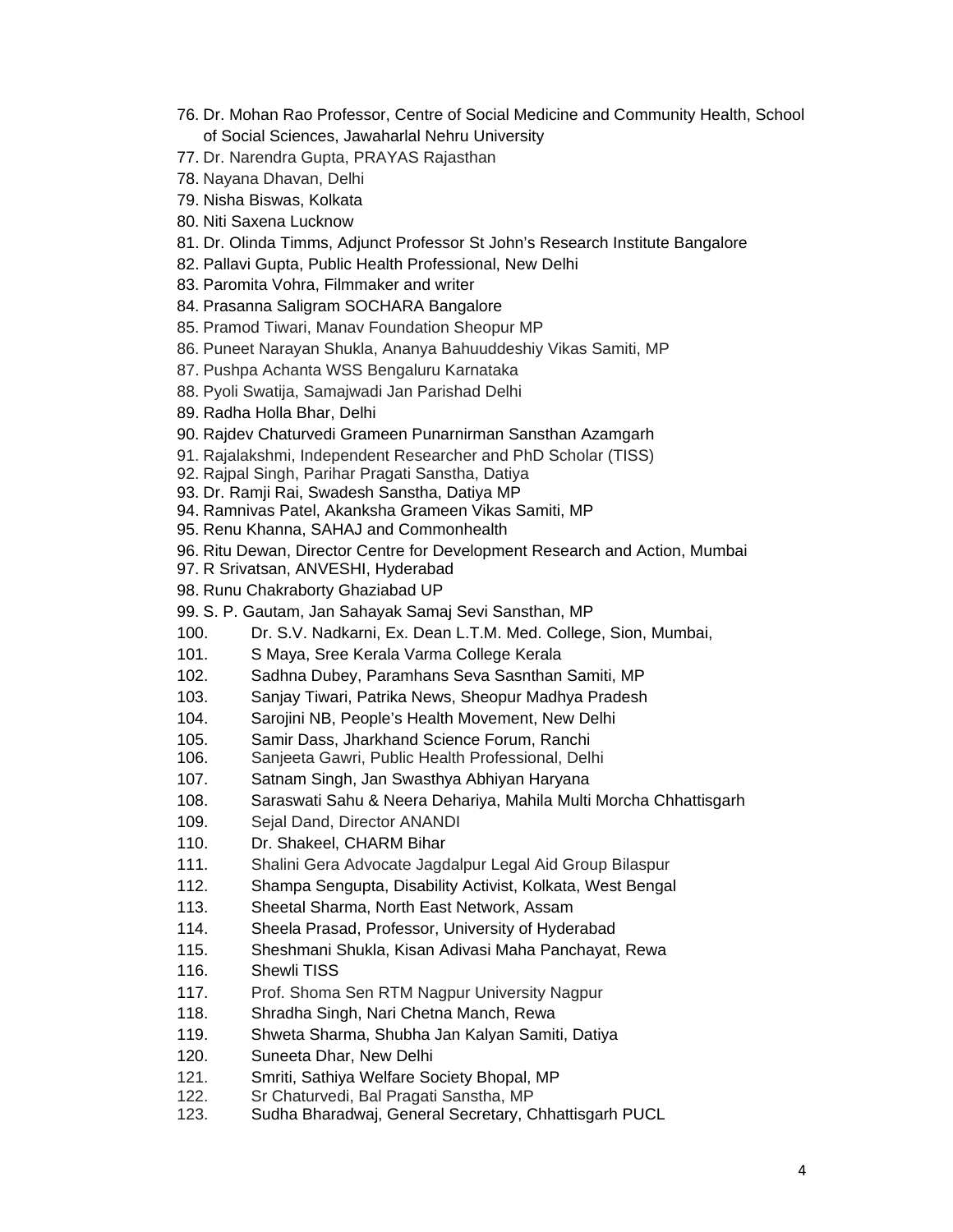76. Dr. Mohan Rao Professor, Centre of Social Medicine and Community Health, School of Social Sciences, Jawaharlal Nehru University
77. Dr. Narendra Gupta, PRAYAS Rajasthan
78. Nayana Dhavan, Delhi
79. Nisha Biswas, Kolkata
80. Niti Saxena Lucknow
81. Dr. Olinda Timms, Adjunct Professor St John's Research Institute Bangalore
82. Pallavi Gupta, Public Health Professional, New Delhi
83. Paromita Vohra, Filmmaker and writer
84. Prasanna Saligram SOCHARA Bangalore
85. Pramod Tiwari, Manav Foundation Sheopur MP
86. Puneet Narayan Shukla, Ananya Bahuuddeshiy Vikas Samiti, MP
87. Pushpa Achanta WSS Bengaluru Karnataka
88. Pyoli Swatija, Samajwadi Jan Parishad Delhi
89. Radha Holla Bhar, Delhi
90. Rajdev Chaturvedi Grameen Punarnirman Sansthan Azamgarh
91. Rajalakshmi, Independent Researcher and PhD Scholar (TISS)
92. Rajpal Singh, Parihar Pragati Sanstha, Datiya
93. Dr. Ramji Rai, Swadesh Sanstha, Datiya MP
94. Ramnivas Patel, Akanksha Grameen Vikas Samiti, MP
95. Renu Khanna, SAHAJ and Commonhealth
96. Ritu Dewan, Director Centre for Development Research and Action, Mumbai
97. R Srivatsan, ANVESHI, Hyderabad
98. Runu Chakraborty Ghaziabad UP
99. S. P. Gautam, Jan Sahayak Samaj Sevi Sansthan, MP
100. Dr. S.V. Nadkarni, Ex. Dean L.T.M. Med. College, Sion, Mumbai,
101. S Maya, Sree Kerala Varma College Kerala
102. Sadhna Dubey, Paramhans Seva Sasnthan Samiti, MP
103. Sanjay Tiwari, Patrika News, Sheopur Madhya Pradesh
104. Sarojini NB, People's Health Movement, New Delhi
105. Samir Dass, Jharkhand Science Forum, Ranchi
106. Sanjeeta Gawri, Public Health Professional, Delhi
107. Satnam Singh, Jan Swasthya Abhiyan Haryana
108. Saraswati Sahu & Neera Dehariya, Mahila Multi Morcha Chhattisgarh
109. Sejal Dand, Director ANANDI
110. Dr. Shakeel, CHARM Bihar
111. Shalini Gera Advocate Jagdalpur Legal Aid Group Bilaspur
112. Shampa Sengupta, Disability Activist, Kolkata, West Bengal
113. Sheetal Sharma, North East Network, Assam
114. Sheela Prasad, Professor, University of Hyderabad
115. Sheshmani Shukla, Kisan Adivasi Maha Panchayat, Rewa
116. Shewli TISS
117. Prof. Shoma Sen RTM Nagpur University Nagpur
118. Shradha Singh, Nari Chetna Manch, Rewa
119. Shweta Sharma, Shubha Jan Kalyan Samiti, Datiya
120. Suneeta Dhar, New Delhi
121. Smriti, Sathiya Welfare Society Bhopal, MP
122. Sr Chaturvedi, Bal Pragati Sanstha, MP
123. Sudha Bharadwaj, General Secretary, Chhattisgarh PUCL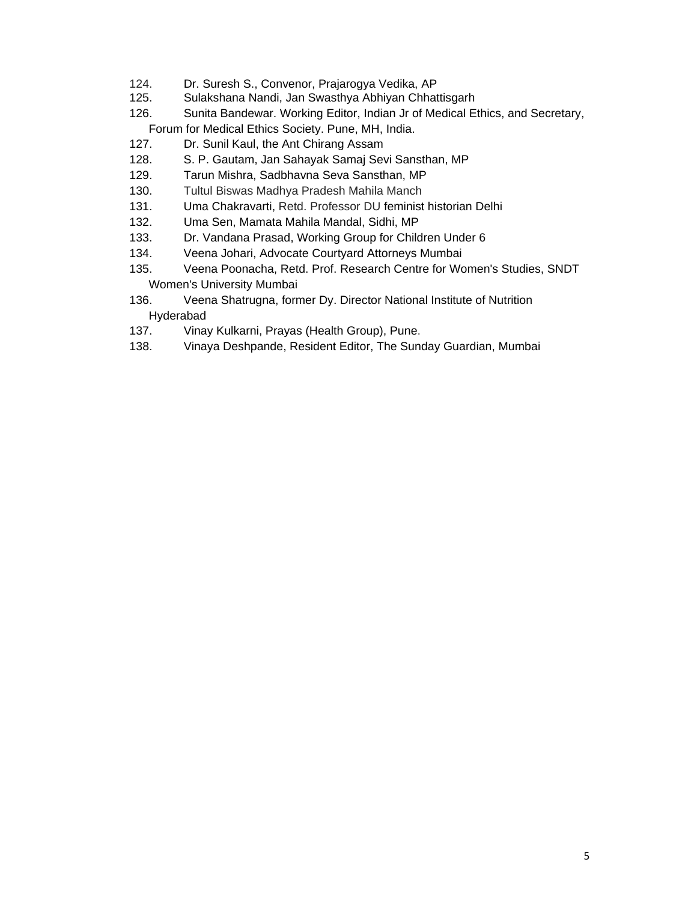124. Dr. Suresh S., Convenor, Prajarogya Vedika, AP
125. Sulakshana Nandi, Jan Swasthya Abhiyan Chhattisgarh
126. Sunita Bandewar. Working Editor, Indian Jr of Medical Ethics, and Secretary, Forum for Medical Ethics Society. Pune, MH, India.
127. Dr. Sunil Kaul, the Ant Chirang Assam
128. S. P. Gautam, Jan Sahayak Samaj Sevi Sansthan, MP
129. Tarun Mishra, Sadbhavna Seva Sansthan, MP
130. Tultul Biswas Madhya Pradesh Mahila Manch
131. Uma Chakravarti, Retd. Professor DU feminist historian Delhi
132. Uma Sen, Mamata Mahila Mandal, Sidhi, MP
133. Dr. Vandana Prasad, Working Group for Children Under 6
134. Veena Johari, Advocate Courtyard Attorneys Mumbai
135. Veena Poonacha, Retd. Prof. Research Centre for Women's Studies, SNDT Women's University Mumbai
136. Veena Shatrugna, former Dy. Director National Institute of Nutrition Hyderabad
137. Vinay Kulkarni, Prayas (Health Group), Pune.
138. Vinaya Deshpande, Resident Editor, The Sunday Guardian, Mumbai